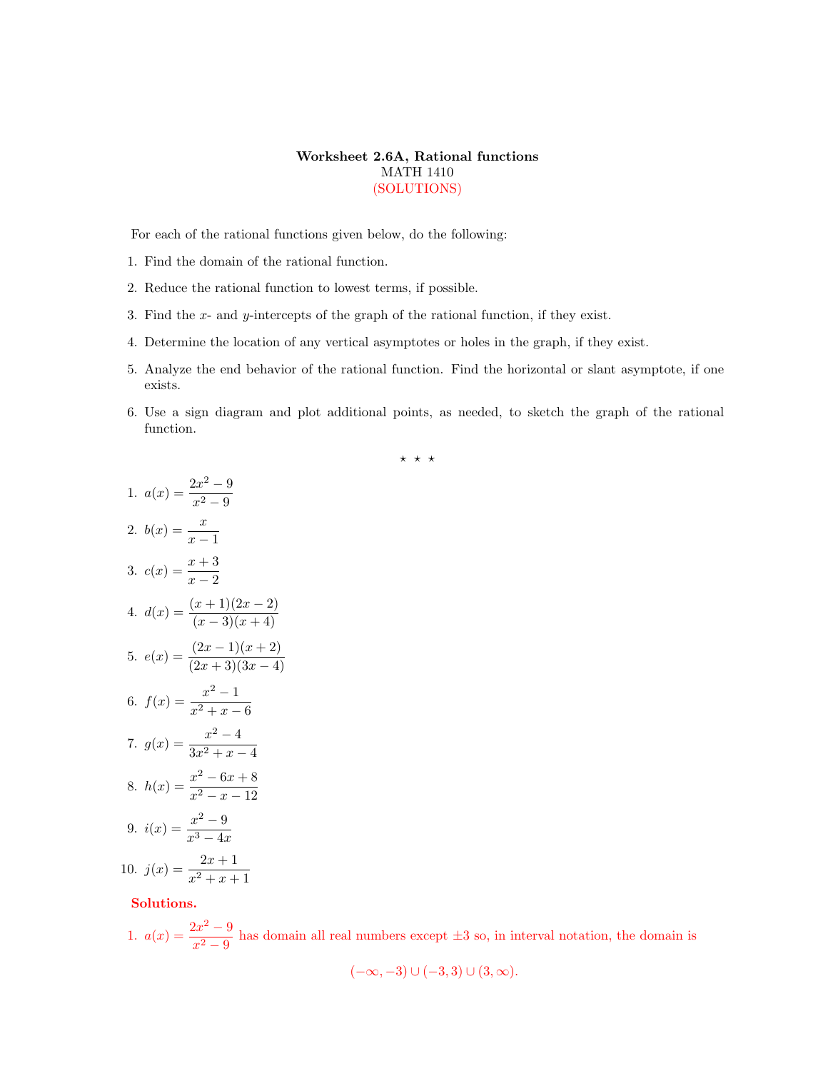# Worksheet 2.6A, Rational functions

MATH 1410

(SOLUTIONS)

For each of the rational functions given below, do the following:

1. Find the domain of the rational function.
2. Reduce the rational function to lowest terms, if possible.
3. Find the $x$- and $y$-intercepts of the graph of the rational function, if they exist.
4. Determine the location of any vertical asymptotes or holes in the graph, if they exist.
5. Analyze the end behavior of the rational function. Find the horizontal or slant asymptote, if one exists.
6. Use a sign diagram and plot additional points, as needed, to sketch the graph of the rational function.

⋆ ⋆ ⋆

1. $a(x) = \dfrac{2x^2 - 9}{x^2 - 9}$
2. $b(x) = \dfrac{x}{x - 1}$
3. $c(x) = \dfrac{x + 3}{x - 2}$
4. $d(x) = \dfrac{(x + 1)(2x - 2)}{(x - 3)(x + 4)}$
5. $e(x) = \dfrac{(2x - 1)(x + 2)}{(2x + 3)(3x - 4)}$
6. $f(x) = \dfrac{x^2 - 1}{x^2 + x - 6}$
7. $g(x) = \dfrac{x^2 - 4}{3x^2 + x - 4}$
8. $h(x) = \dfrac{x^2 - 6x + 8}{x^2 - x - 12}$
9. $i(x) = \dfrac{x^2 - 9}{x^3 - 4x}$
10. $j(x) = \dfrac{2x + 1}{x^2 + x + 1}$

**Solutions.**

1. $a(x) = \dfrac{2x^2 - 9}{x^2 - 9}$ has domain all real numbers except $\pm 3$ so, in interval notation, the domain is

$$(-\infty, -3) \cup (-3, 3) \cup (3, \infty).$$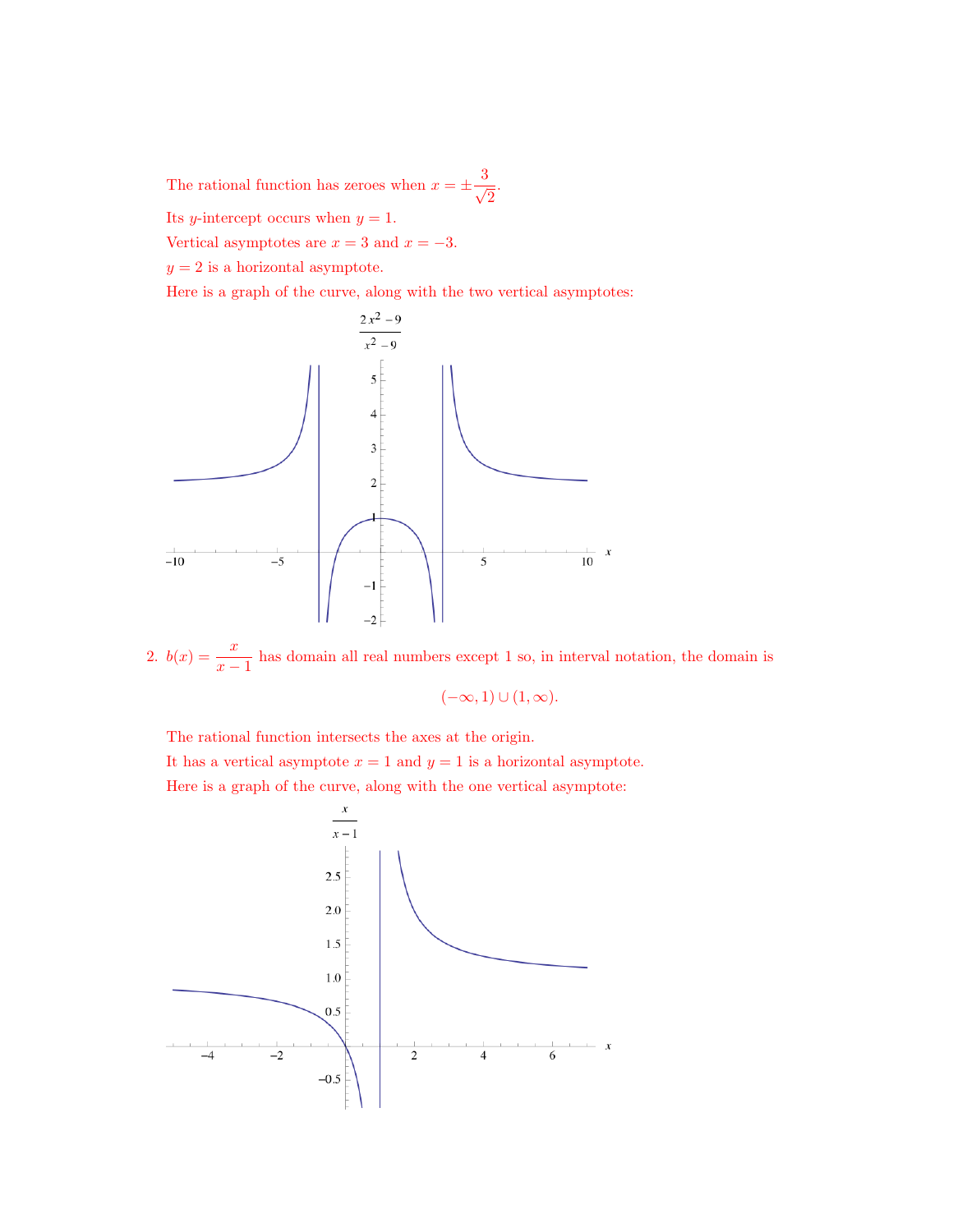The rational function has zeroes when $x = \pm\frac{3}{\sqrt{2}}$.

Its $y$-intercept occurs when $y = 1$.

Vertical asymptotes are $x = 3$ and $x = -3$.

$y = 2$ is a horizontal asymptote.

Here is a graph of the curve, along with the two vertical asymptotes:

2. $b(x) = \dfrac{x}{x-1}$ has domain all real numbers except 1 so, in interval notation, the domain is

$$(-\infty, 1) \cup (1, \infty).$$

The rational function intersects the axes at the origin.

It has a vertical asymptote $x = 1$ and $y = 1$ is a horizontal asymptote.

Here is a graph of the curve, along with the one vertical asymptote: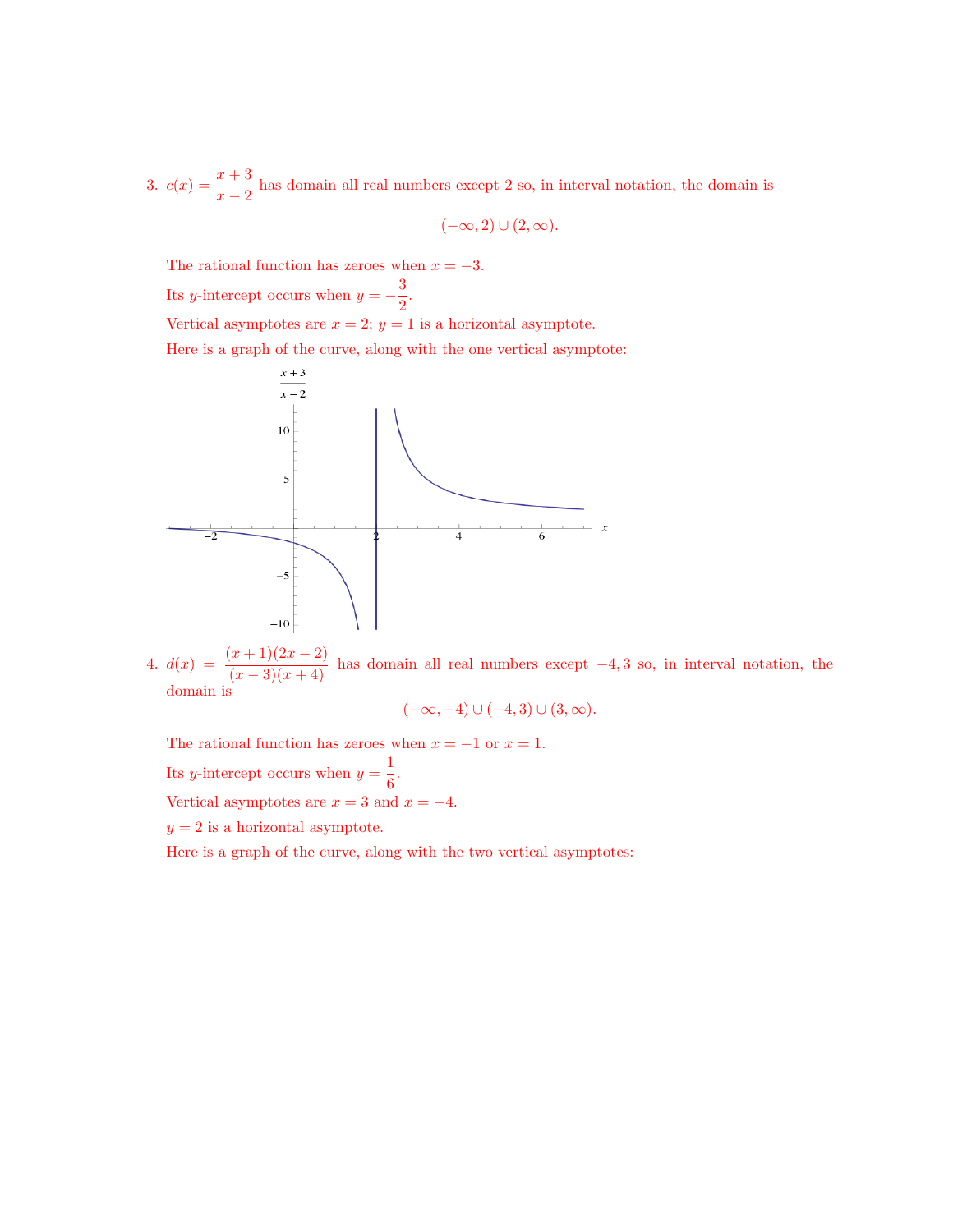3. $c(x) = \dfrac{x+3}{x-2}$ has domain all real numbers except 2 so, in interval notation, the domain is

$$(-\infty, 2) \cup (2, \infty).$$

The rational function has zeroes when $x = -3$.

Its $y$-intercept occurs when $y = -\dfrac{3}{2}$.

Vertical asymptotes are $x = 2$; $y = 1$ is a horizontal asymptote.

Here is a graph of the curve, along with the one vertical asymptote:

4. $d(x) = \dfrac{(x+1)(2x-2)}{(x-3)(x+4)}$ has domain all real numbers except $-4, 3$ so, in interval notation, the domain is

$$(-\infty, -4) \cup (-4, 3) \cup (3, \infty).$$

The rational function has zeroes when $x = -1$ or $x = 1$.

Its $y$-intercept occurs when $y = \dfrac{1}{6}$.

Vertical asymptotes are $x = 3$ and $x = -4$.

$y = 2$ is a horizontal asymptote.

Here is a graph of the curve, along with the two vertical asymptotes: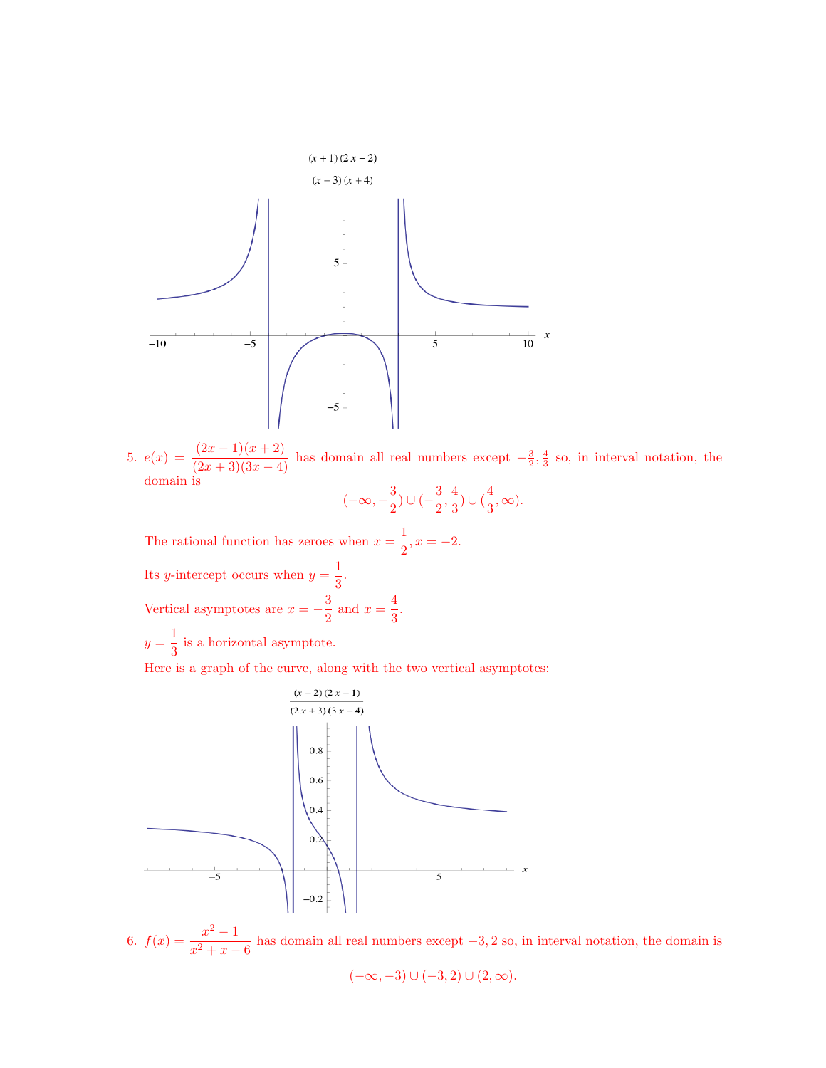5. $e(x) = \dfrac{(2x-1)(x+2)}{(2x+3)(3x-4)}$ has domain all real numbers except $-\frac{3}{2}, \frac{4}{3}$ so, in interval notation, the domain is

$$(-\infty, -\frac{3}{2}) \cup (-\frac{3}{2}, \frac{4}{3}) \cup (\frac{4}{3}, \infty).$$

The rational function has zeroes when $x = \dfrac{1}{2}, x = -2$.

Its $y$-intercept occurs when $y = \dfrac{1}{3}$.

Vertical asymptotes are $x = -\dfrac{3}{2}$ and $x = \dfrac{4}{3}$.

$y = \dfrac{1}{3}$ is a horizontal asymptote.

Here is a graph of the curve, along with the two vertical asymptotes:

6. $f(x) = \dfrac{x^2 - 1}{x^2 + x - 6}$ has domain all real numbers except $-3, 2$ so, in interval notation, the domain is

$$(-\infty, -3) \cup (-3, 2) \cup (2, \infty).$$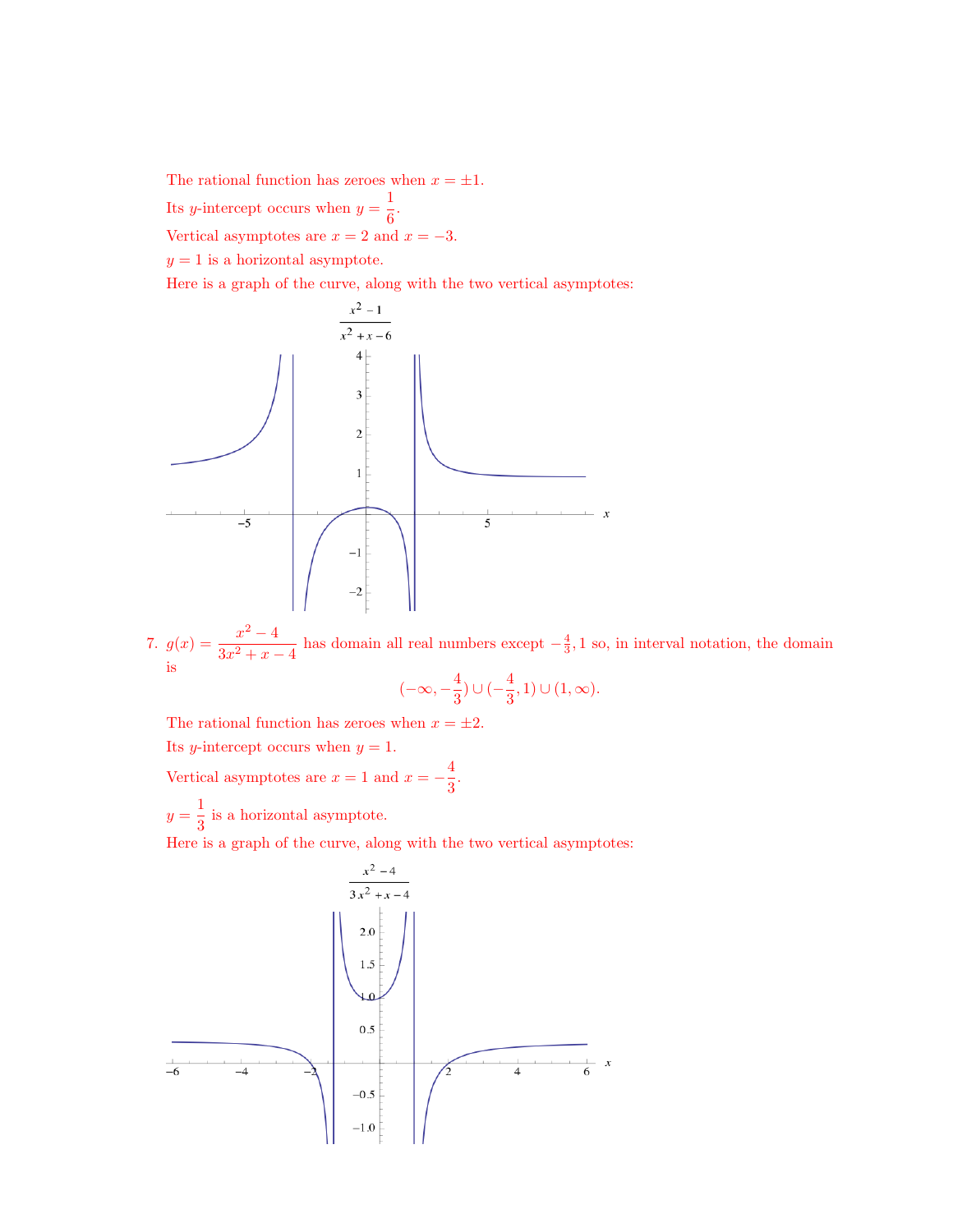The rational function has zeroes when $x = \pm 1$.

Its $y$-intercept occurs when $y = \dfrac{1}{6}$.

Vertical asymptotes are $x = 2$ and $x = -3$.

$y = 1$ is a horizontal asymptote.

Here is a graph of the curve, along with the two vertical asymptotes:

7. $g(x) = \dfrac{x^2 - 4}{3x^2 + x - 4}$ has domain all real numbers except $-\frac{4}{3}, 1$ so, in interval notation, the domain is

$$(-\infty, -\frac{4}{3}) \cup (-\frac{4}{3}, 1) \cup (1, \infty).$$

The rational function has zeroes when $x = \pm 2$.

Its $y$-intercept occurs when $y = 1$.

Vertical asymptotes are $x = 1$ and $x = -\dfrac{4}{3}$.

$y = \dfrac{1}{3}$ is a horizontal asymptote.

Here is a graph of the curve, along with the two vertical asymptotes: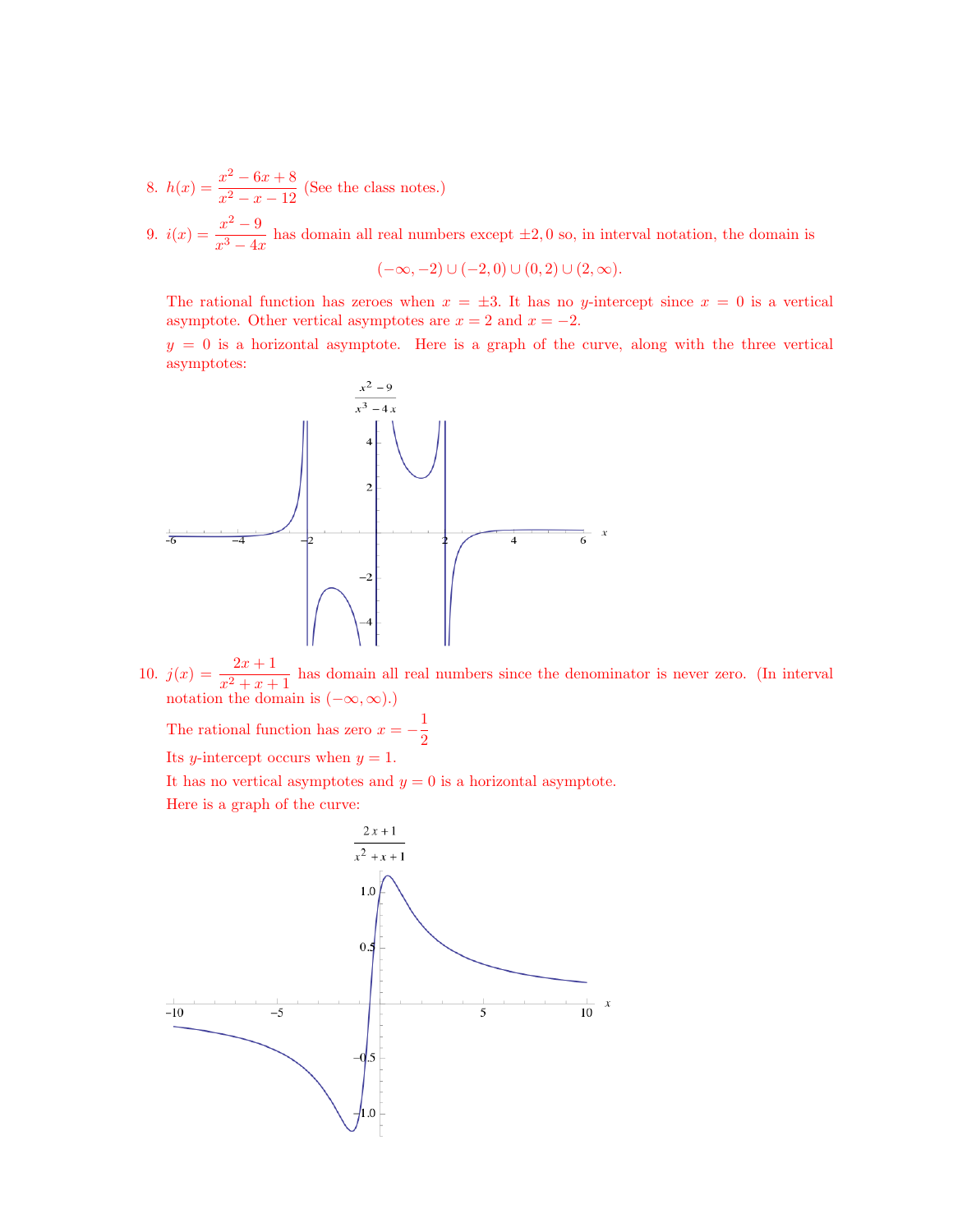8. $h(x) = \dfrac{x^2 - 6x + 8}{x^2 - x - 12}$ (See the class notes.)

9. $i(x) = \dfrac{x^2 - 9}{x^3 - 4x}$ has domain all real numbers except $\pm 2, 0$ so, in interval notation, the domain is

$$(-\infty, -2) \cup (-2, 0) \cup (0, 2) \cup (2, \infty).$$

The rational function has zeroes when $x = \pm 3$. It has no $y$-intercept since $x = 0$ is a vertical asymptote. Other vertical asymptotes are $x = 2$ and $x = -2$.

$y = 0$ is a horizontal asymptote. Here is a graph of the curve, along with the three vertical asymptotes:

$\dfrac{x^2 - 9}{x^3 - 4x}$

4
2
−2
−4
-6
−4
−2
2
4
6
x

10. $j(x) = \dfrac{2x + 1}{x^2 + x + 1}$ has domain all real numbers since the denominator is never zero. (In interval notation the domain is $(-\infty, \infty)$.)

The rational function has zero $x = -\dfrac{1}{2}$

Its $y$-intercept occurs when $y = 1$.

It has no vertical asymptotes and $y = 0$ is a horizontal asymptote.

Here is a graph of the curve:

$\dfrac{2x + 1}{x^2 + x + 1}$

1.0
0.5
−0.5
−1.0
−10
−5
5
10
x